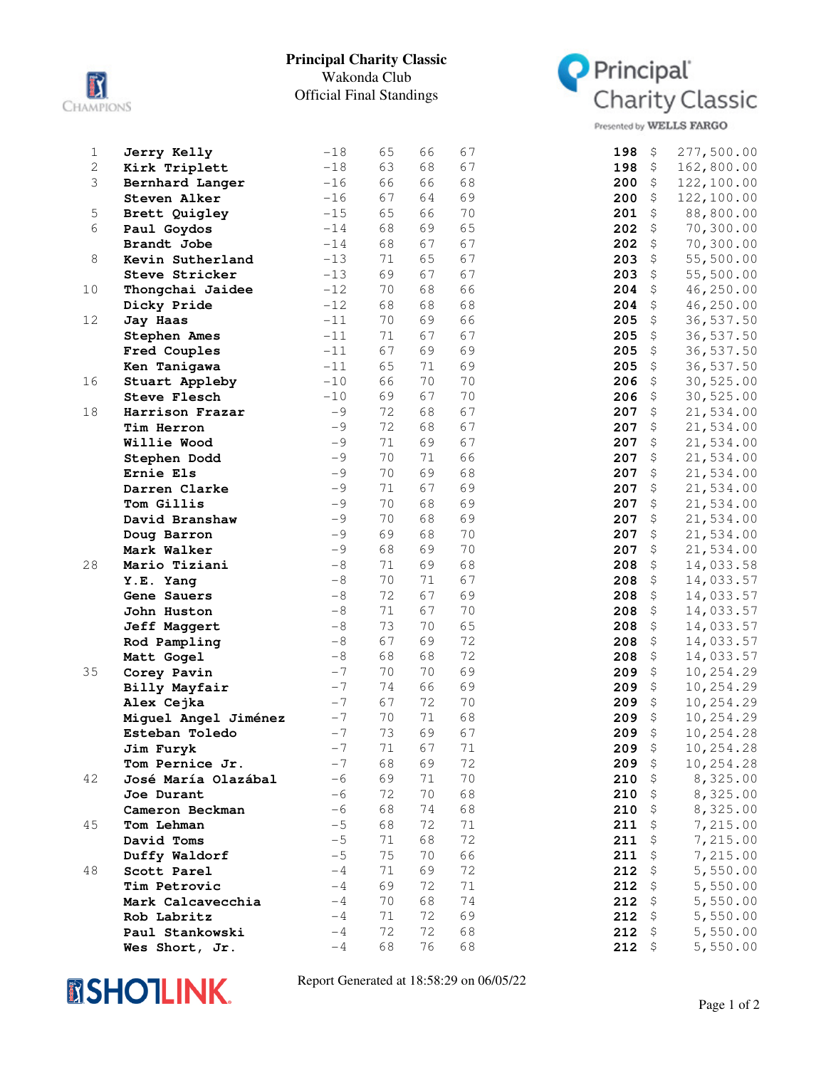# Principal Charity Classic

Wakonda Club

Official Final Standings

| Pos | Player | To Par | R1 | R2 | R3 | Total | Earnings |
|---|---|---|---|---|---|---|---|
| 1 | Jerry Kelly | -18 | 65 | 66 | 67 | **198** | $ 277,500.00 |
| 2 | Kirk Triplett | -18 | 63 | 68 | 67 | **198** | $ 162,800.00 |
| 3 | Bernhard Langer | -16 | 66 | 66 | 68 | **200** | $ 122,100.00 |
| | Steven Alker | -16 | 67 | 64 | 69 | **200** | $ 122,100.00 |
| 5 | Brett Quigley | -15 | 65 | 66 | 70 | **201** | $ 88,800.00 |
| 6 | Paul Goydos | -14 | 68 | 69 | 65 | **202** | $ 70,300.00 |
| | Brandt Jobe | -14 | 68 | 67 | 67 | **202** | $ 70,300.00 |
| 8 | Kevin Sutherland | -13 | 71 | 65 | 67 | **203** | $ 55,500.00 |
| | Steve Stricker | -13 | 69 | 67 | 67 | **203** | $ 55,500.00 |
| 10 | Thongchai Jaidee | -12 | 70 | 68 | 66 | **204** | $ 46,250.00 |
| | Dicky Pride | -12 | 68 | 68 | 68 | **204** | $ 46,250.00 |
| 12 | Jay Haas | -11 | 70 | 69 | 66 | **205** | $ 36,537.50 |
| | Stephen Ames | -11 | 71 | 67 | 67 | **205** | $ 36,537.50 |
| | Fred Couples | -11 | 67 | 69 | 69 | **205** | $ 36,537.50 |
| | Ken Tanigawa | -11 | 65 | 71 | 69 | **205** | $ 36,537.50 |
| 16 | Stuart Appleby | -10 | 66 | 70 | 70 | **206** | $ 30,525.00 |
| | Steve Flesch | -10 | 69 | 67 | 70 | **206** | $ 30,525.00 |
| 18 | Harrison Frazar | -9 | 72 | 68 | 67 | **207** | $ 21,534.00 |
| | Tim Herron | -9 | 72 | 68 | 67 | **207** | $ 21,534.00 |
| | Willie Wood | -9 | 71 | 69 | 67 | **207** | $ 21,534.00 |
| | Stephen Dodd | -9 | 70 | 71 | 66 | **207** | $ 21,534.00 |
| | Ernie Els | -9 | 70 | 69 | 68 | **207** | $ 21,534.00 |
| | Darren Clarke | -9 | 71 | 67 | 69 | **207** | $ 21,534.00 |
| | Tom Gillis | -9 | 70 | 68 | 69 | **207** | $ 21,534.00 |
| | David Branshaw | -9 | 70 | 68 | 69 | **207** | $ 21,534.00 |
| | Doug Barron | -9 | 69 | 68 | 70 | **207** | $ 21,534.00 |
| | Mark Walker | -9 | 68 | 69 | 70 | **207** | $ 21,534.00 |
| 28 | Mario Tiziani | -8 | 71 | 69 | 68 | **208** | $ 14,033.58 |
| | Y.E. Yang | -8 | 70 | 71 | 67 | **208** | $ 14,033.57 |
| | Gene Sauers | -8 | 72 | 67 | 69 | **208** | $ 14,033.57 |
| | John Huston | -8 | 71 | 67 | 70 | **208** | $ 14,033.57 |
| | Jeff Maggert | -8 | 73 | 70 | 65 | **208** | $ 14,033.57 |
| | Rod Pampling | -8 | 67 | 69 | 72 | **208** | $ 14,033.57 |
| | Matt Gogel | -8 | 68 | 68 | 72 | **208** | $ 14,033.57 |
| 35 | Corey Pavin | -7 | 70 | 70 | 69 | **209** | $ 10,254.29 |
| | Billy Mayfair | -7 | 74 | 66 | 69 | **209** | $ 10,254.29 |
| | Alex Cejka | -7 | 67 | 72 | 70 | **209** | $ 10,254.29 |
| | Miguel Angel Jiménez | -7 | 70 | 71 | 68 | **209** | $ 10,254.29 |
| | Esteban Toledo | -7 | 73 | 69 | 67 | **209** | $ 10,254.28 |
| | Jim Furyk | -7 | 71 | 67 | 71 | **209** | $ 10,254.28 |
| | Tom Pernice Jr. | -7 | 68 | 69 | 72 | **209** | $ 10,254.28 |
| 42 | José María Olazábal | -6 | 69 | 71 | 70 | **210** | $ 8,325.00 |
| | Joe Durant | -6 | 72 | 70 | 68 | **210** | $ 8,325.00 |
| | Cameron Beckman | -6 | 68 | 74 | 68 | **210** | $ 8,325.00 |
| 45 | Tom Lehman | -5 | 68 | 72 | 71 | **211** | $ 7,215.00 |
| | David Toms | -5 | 71 | 68 | 72 | **211** | $ 7,215.00 |
| | Duffy Waldorf | -5 | 75 | 70 | 66 | **211** | $ 7,215.00 |
| 48 | Scott Parel | -4 | 71 | 69 | 72 | **212** | $ 5,550.00 |
| | Tim Petrovic | -4 | 69 | 72 | 71 | **212** | $ 5,550.00 |
| | Mark Calcavecchia | -4 | 70 | 68 | 74 | **212** | $ 5,550.00 |
| | Rob Labritz | -4 | 71 | 72 | 69 | **212** | $ 5,550.00 |
| | Paul Stankowski | -4 | 72 | 72 | 68 | **212** | $ 5,550.00 |
| | Wes Short, Jr. | -4 | 68 | 76 | 68 | **212** | $ 5,550.00 |

Report Generated at 18:58:29 on 06/05/22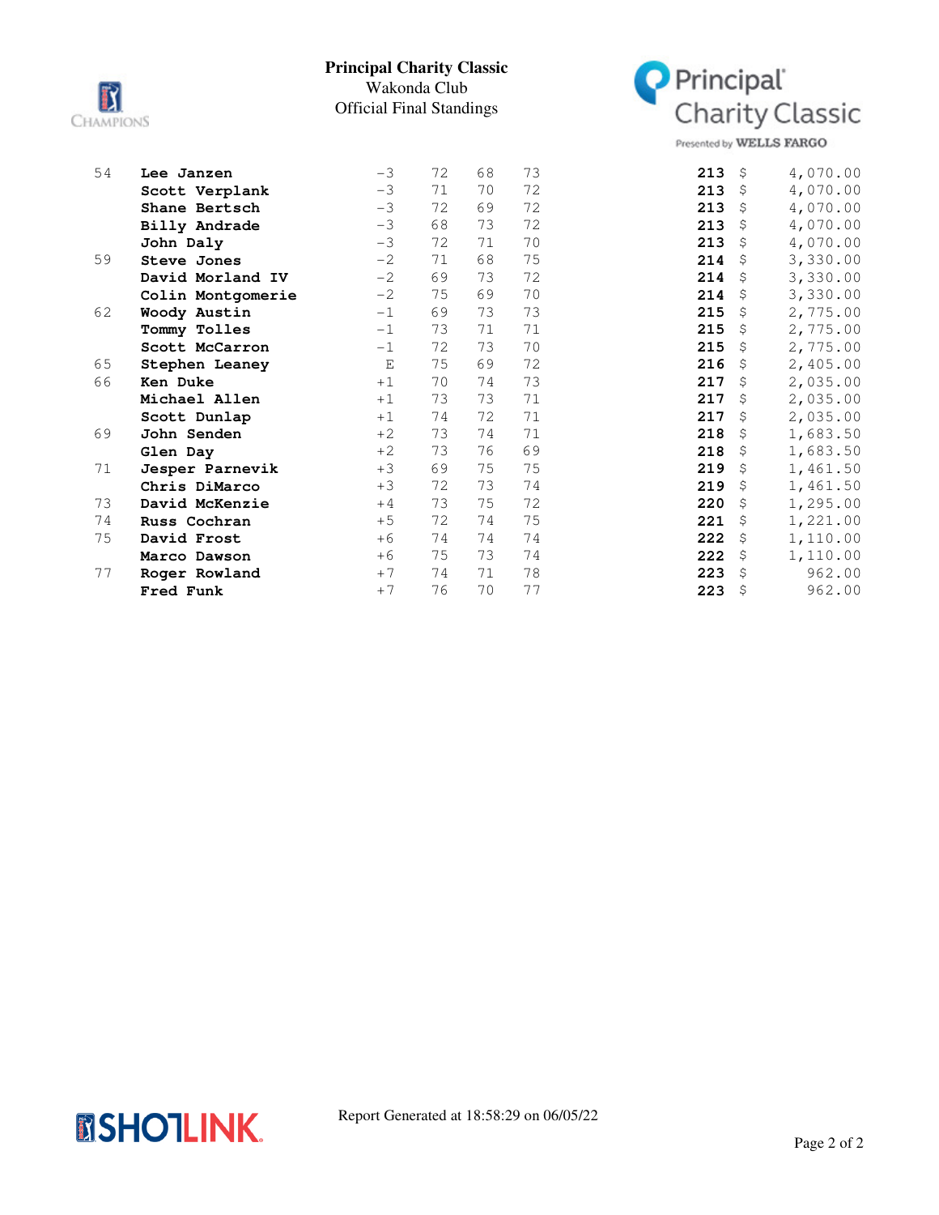**Principal Charity Classic**
Wakonda Club
Official Final Standings

| | | | | | | | |
|---|---|---|---|---|---|---|---|
| 54 | **Lee Janzen** | -3 | 72 | 68 | 73 | **213** | $ 4,070.00 |
| | **Scott Verplank** | -3 | 71 | 70 | 72 | **213** | $ 4,070.00 |
| | **Shane Bertsch** | -3 | 72 | 69 | 72 | **213** | $ 4,070.00 |
| | **Billy Andrade** | -3 | 68 | 73 | 72 | **213** | $ 4,070.00 |
| | **John Daly** | -3 | 72 | 71 | 70 | **213** | $ 4,070.00 |
| 59 | **Steve Jones** | -2 | 71 | 68 | 75 | **214** | $ 3,330.00 |
| | **David Morland IV** | -2 | 69 | 73 | 72 | **214** | $ 3,330.00 |
| | **Colin Montgomerie** | -2 | 75 | 69 | 70 | **214** | $ 3,330.00 |
| 62 | **Woody Austin** | -1 | 69 | 73 | 73 | **215** | $ 2,775.00 |
| | **Tommy Tolles** | -1 | 73 | 71 | 71 | **215** | $ 2,775.00 |
| | **Scott McCarron** | -1 | 72 | 73 | 70 | **215** | $ 2,775.00 |
| 65 | **Stephen Leaney** | E | 75 | 69 | 72 | **216** | $ 2,405.00 |
| 66 | **Ken Duke** | +1 | 70 | 74 | 73 | **217** | $ 2,035.00 |
| | **Michael Allen** | +1 | 73 | 73 | 71 | **217** | $ 2,035.00 |
| | **Scott Dunlap** | +1 | 74 | 72 | 71 | **217** | $ 2,035.00 |
| 69 | **John Senden** | +2 | 73 | 74 | 71 | **218** | $ 1,683.50 |
| | **Glen Day** | +2 | 73 | 76 | 69 | **218** | $ 1,683.50 |
| 71 | **Jesper Parnevik** | +3 | 69 | 75 | 75 | **219** | $ 1,461.50 |
| | **Chris DiMarco** | +3 | 72 | 73 | 74 | **219** | $ 1,461.50 |
| 73 | **David McKenzie** | +4 | 73 | 75 | 72 | **220** | $ 1,295.00 |
| 74 | **Russ Cochran** | +5 | 72 | 74 | 75 | **221** | $ 1,221.00 |
| 75 | **David Frost** | +6 | 74 | 74 | 74 | **222** | $ 1,110.00 |
| | **Marco Dawson** | +6 | 75 | 73 | 74 | **222** | $ 1,110.00 |
| 77 | **Roger Rowland** | +7 | 74 | 71 | 78 | **223** | $ 962.00 |
| | **Fred Funk** | +7 | 76 | 70 | 77 | **223** | $ 962.00 |

Report Generated at 18:58:29 on 06/05/22